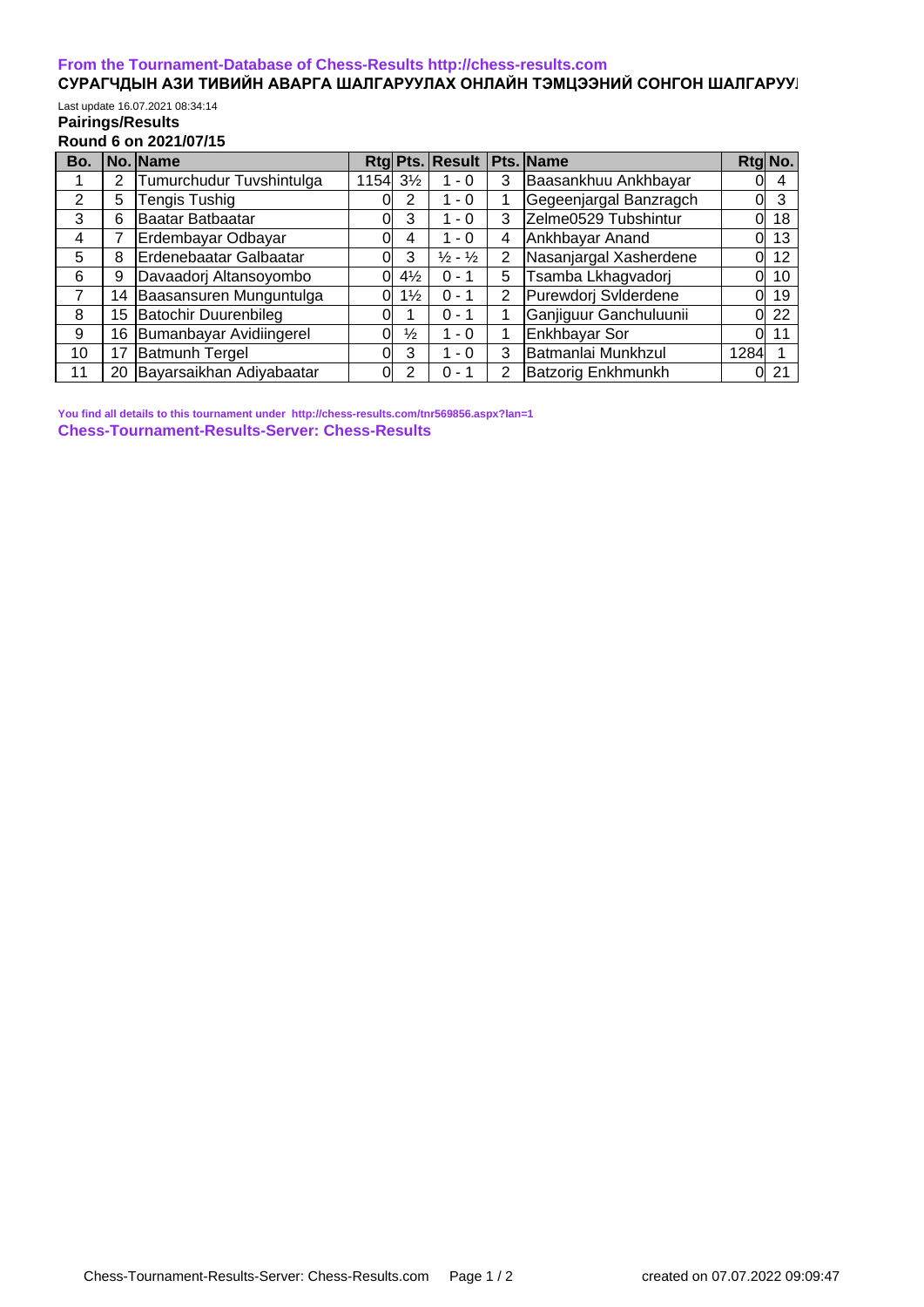**From the Tournament-Database of Chess-Results http://chess-results.com**

**СУРАГЧДЫН АЗИ ТИВИЙН АВАРГА ШАЛГАРУУЛАХ ОНЛАЙН ТЭМЦЭЭНИЙ СОНГОН ШАЛГАРУУ**

Last update 16.07.2021 08:34:14

**Pairings/Results**

**Round 6 on 2021/07/15**

| Bo. | No. | Name | Rtg | Pts. | Result | Pts. | Name | Rtg | No. |
|---|---|---|---|---|---|---|---|---|---|
| 1 | 2 | Tumurchudur Tuvshintulga | 1154 | 3½ | 1 - 0 | 3 | Baasankhuu Ankhbayar | 0 | 4 |
| 2 | 5 | Tengis Tushig | 0 | 2 | 1 - 0 | 1 | Gegeenjargal Banzragch | 0 | 3 |
| 3 | 6 | Baatar Batbaatar | 0 | 3 | 1 - 0 | 3 | Zelme0529 Tubshintur | 0 | 18 |
| 4 | 7 | Erdembayar Odbayar | 0 | 4 | 1 - 0 | 4 | Ankhbayar Anand | 0 | 13 |
| 5 | 8 | Erdenebaatar Galbaatar | 0 | 3 | ½ - ½ | 2 | Nasanjargal Xasherdene | 0 | 12 |
| 6 | 9 | Davaadorj Altansoyombo | 0 | 4½ | 0 - 1 | 5 | Tsamba Lkhagvadorj | 0 | 10 |
| 7 | 14 | Baasansuren Munguntulga | 0 | 1½ | 0 - 1 | 2 | Purewdorj Svlderdene | 0 | 19 |
| 8 | 15 | Batochir Duurenbileg | 0 | 1 | 0 - 1 | 1 | Ganjiguur Ganchuluunii | 0 | 22 |
| 9 | 16 | Bumanbayar Avidiingerel | 0 | ½ | 1 - 0 | 1 | Enkhbayar Sor | 0 | 11 |
| 10 | 17 | Batmunh Tergel | 0 | 3 | 1 - 0 | 3 | Batmanlai Munkhzul | 1284 | 1 |
| 11 | 20 | Bayarsaikhan Adiyabaatar | 0 | 2 | 0 - 1 | 2 | Batzorig Enkhmunkh | 0 | 21 |

**You find all details to this tournament under http://chess-results.com/tnr569856.aspx?lan=1**

**Chess-Tournament-Results-Server: Chess-Results**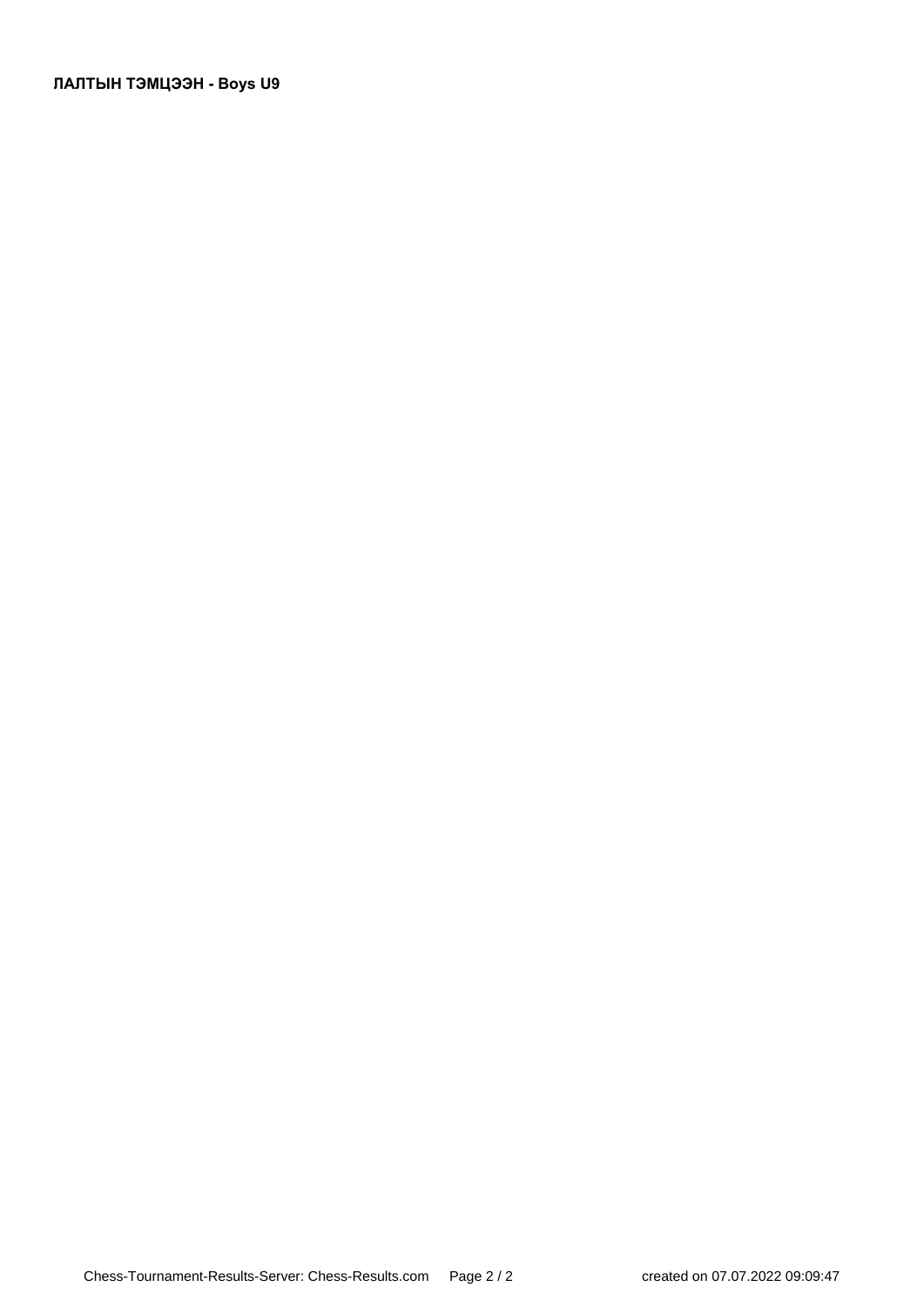**ЛАЛТЫН ТЭМЦЭЭН - Boys U9**